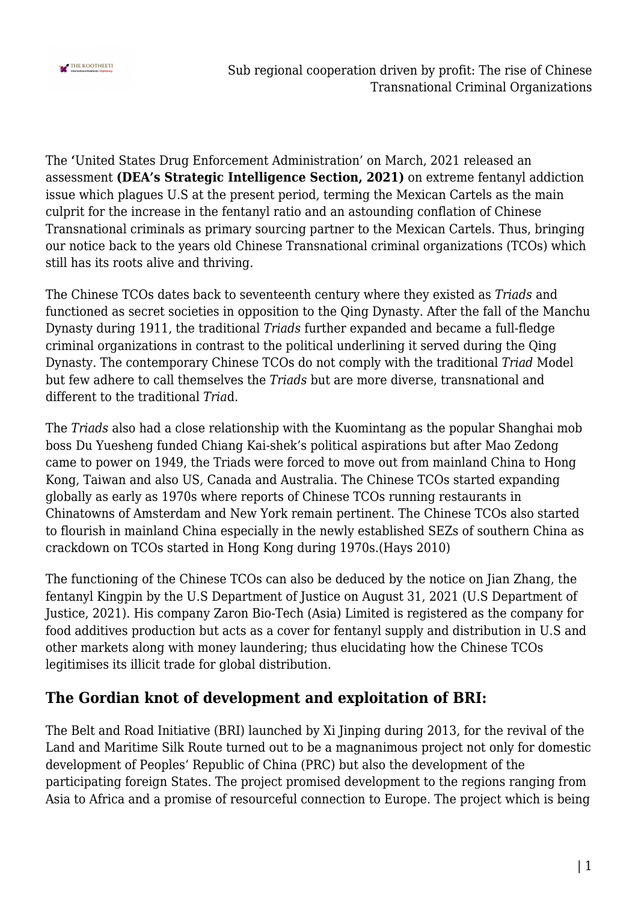The **'**United States Drug Enforcement Administration' on March, 2021 released an assessment **(DEA's Strategic Intelligence Section, 2021)** on extreme fentanyl addiction issue which plagues U.S at the present period, terming the Mexican Cartels as the main culprit for the increase in the fentanyl ratio and an astounding conflation of Chinese Transnational criminals as primary sourcing partner to the Mexican Cartels. Thus, bringing our notice back to the years old Chinese Transnational criminal organizations (TCOs) which still has its roots alive and thriving.

The Chinese TCOs dates back to seventeenth century where they existed as *Triads* and functioned as secret societies in opposition to the Qing Dynasty. After the fall of the Manchu Dynasty during 1911, the traditional *Triads* further expanded and became a full-fledge criminal organizations in contrast to the political underlining it served during the Qing Dynasty. The contemporary Chinese TCOs do not comply with the traditional *Triad* Model but few adhere to call themselves the *Triads* but are more diverse, transnational and different to the traditional *Tria*d.

The *Triads* also had a close relationship with the Kuomintang as the popular Shanghai mob boss Du Yuesheng funded Chiang Kai-shek's political aspirations but after Mao Zedong came to power on 1949, the Triads were forced to move out from mainland China to Hong Kong, Taiwan and also US, Canada and Australia. The Chinese TCOs started expanding globally as early as 1970s where reports of Chinese TCOs running restaurants in Chinatowns of Amsterdam and New York remain pertinent. The Chinese TCOs also started to flourish in mainland China especially in the newly established SEZs of southern China as crackdown on TCOs started in Hong Kong during 1970s.(Hays 2010)

The functioning of the Chinese TCOs can also be deduced by the notice on Jian Zhang, the fentanyl Kingpin by the U.S Department of Justice on August 31, 2021 (U.S Department of Justice, 2021). His company Zaron Bio-Tech (Asia) Limited is registered as the company for food additives production but acts as a cover for fentanyl supply and distribution in U.S and other markets along with money laundering; thus elucidating how the Chinese TCOs legitimises its illicit trade for global distribution.

## The Gordian knot of development and exploitation of BRI:

The Belt and Road Initiative (BRI) launched by Xi Jinping during 2013, for the revival of the Land and Maritime Silk Route turned out to be a magnanimous project not only for domestic development of Peoples' Republic of China (PRC) but also the development of the participating foreign States. The project promised development to the regions ranging from Asia to Africa and a promise of resourceful connection to Europe. The project which is being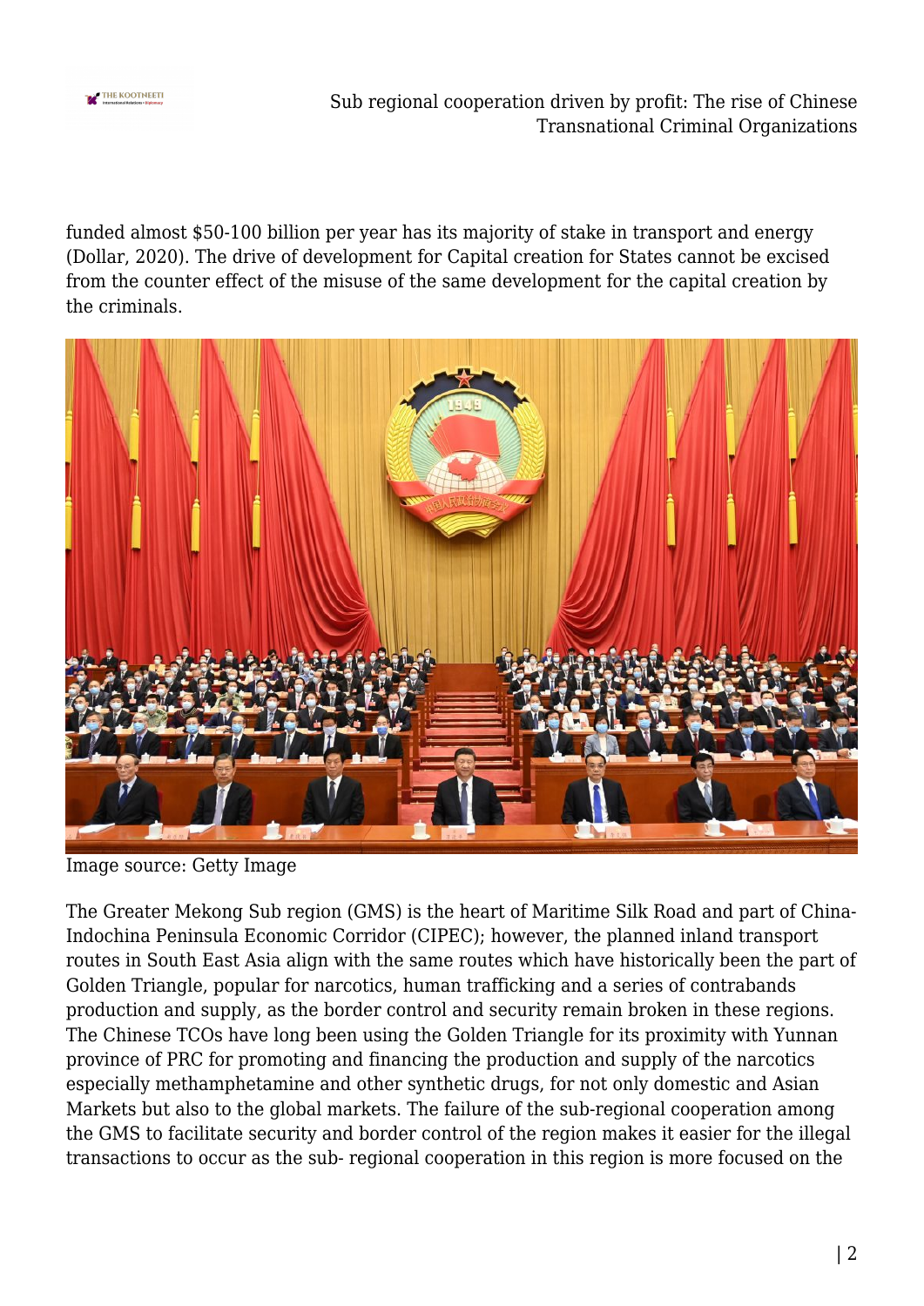funded almost $50-100 billion per year has its majority of stake in transport and energy (Dollar, 2020). The drive of development for Capital creation for States cannot be excised from the counter effect of the misuse of the same development for the capital creation by the criminals.

Image source: Getty Image

The Greater Mekong Sub region (GMS) is the heart of Maritime Silk Road and part of China-Indochina Peninsula Economic Corridor (CIPEC); however, the planned inland transport routes in South East Asia align with the same routes which have historically been the part of Golden Triangle, popular for narcotics, human trafficking and a series of contrabands production and supply, as the border control and security remain broken in these regions. The Chinese TCOs have long been using the Golden Triangle for its proximity with Yunnan province of PRC for promoting and financing the production and supply of the narcotics especially methamphetamine and other synthetic drugs, for not only domestic and Asian Markets but also to the global markets. The failure of the sub-regional cooperation among the GMS to facilitate security and border control of the region makes it easier for the illegal transactions to occur as the sub- regional cooperation in this region is more focused on the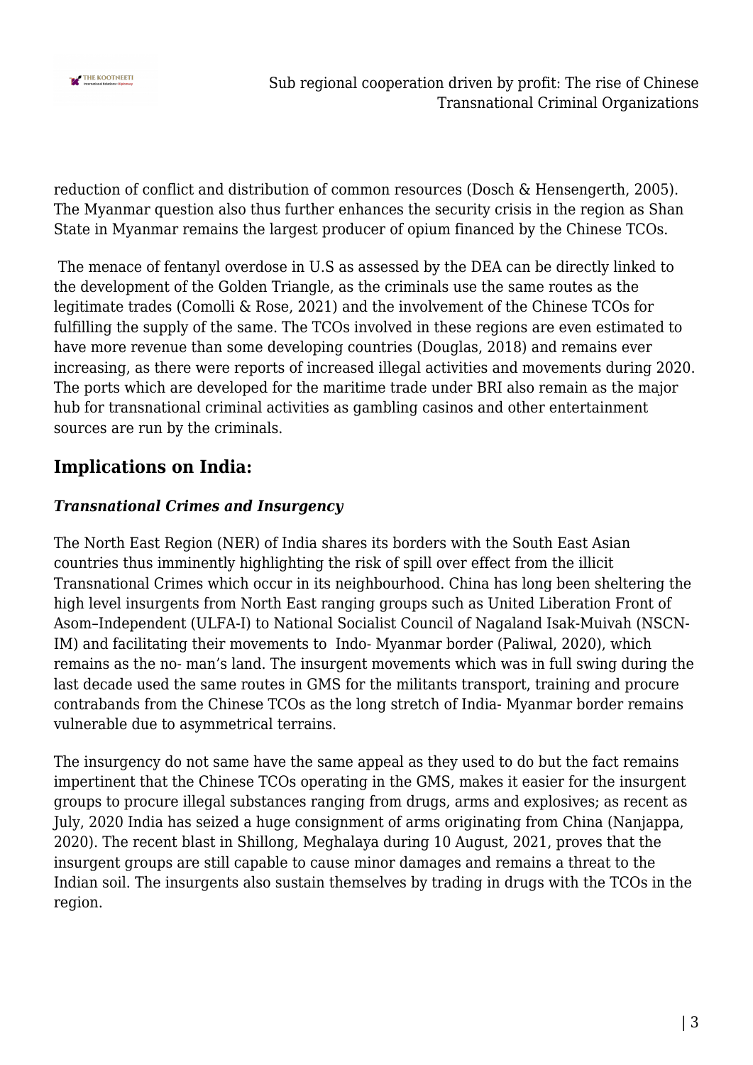reduction of conflict and distribution of common resources (Dosch & Hensengerth, 2005). The Myanmar question also thus further enhances the security crisis in the region as Shan State in Myanmar remains the largest producer of opium financed by the Chinese TCOs.

The menace of fentanyl overdose in U.S as assessed by the DEA can be directly linked to the development of the Golden Triangle, as the criminals use the same routes as the legitimate trades (Comolli & Rose, 2021) and the involvement of the Chinese TCOs for fulfilling the supply of the same. The TCOs involved in these regions are even estimated to have more revenue than some developing countries (Douglas, 2018) and remains ever increasing, as there were reports of increased illegal activities and movements during 2020. The ports which are developed for the maritime trade under BRI also remain as the major hub for transnational criminal activities as gambling casinos and other entertainment sources are run by the criminals.

## Implications on India:

### *Transnational Crimes and Insurgency*

The North East Region (NER) of India shares its borders with the South East Asian countries thus imminently highlighting the risk of spill over effect from the illicit Transnational Crimes which occur in its neighbourhood. China has long been sheltering the high level insurgents from North East ranging groups such as United Liberation Front of Asom–Independent (ULFA-I) to National Socialist Council of Nagaland Isak-Muivah (NSCN-IM) and facilitating their movements to Indo- Myanmar border (Paliwal, 2020), which remains as the no- man's land. The insurgent movements which was in full swing during the last decade used the same routes in GMS for the militants transport, training and procure contrabands from the Chinese TCOs as the long stretch of India- Myanmar border remains vulnerable due to asymmetrical terrains.

The insurgency do not same have the same appeal as they used to do but the fact remains impertinent that the Chinese TCOs operating in the GMS, makes it easier for the insurgent groups to procure illegal substances ranging from drugs, arms and explosives; as recent as July, 2020 India has seized a huge consignment of arms originating from China (Nanjappa, 2020). The recent blast in Shillong, Meghalaya during 10 August, 2021, proves that the insurgent groups are still capable to cause minor damages and remains a threat to the Indian soil. The insurgents also sustain themselves by trading in drugs with the TCOs in the region.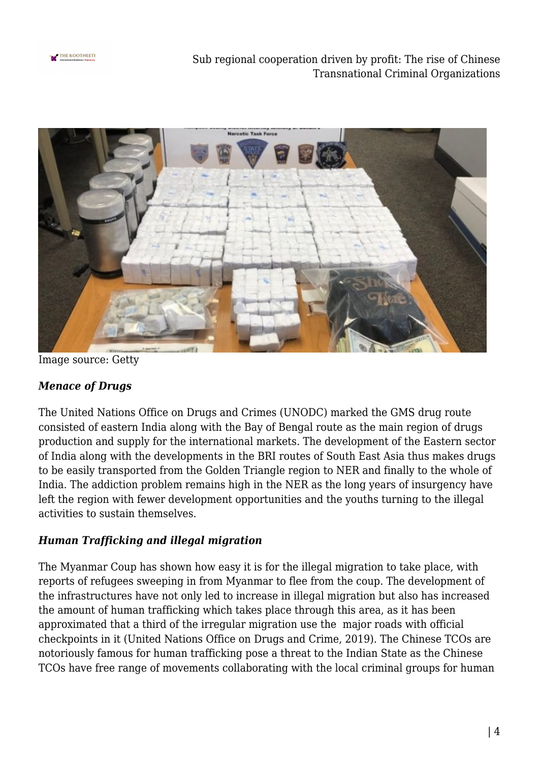Image source: Getty

***Menace of Drugs***

The United Nations Office on Drugs and Crimes (UNODC) marked the GMS drug route consisted of eastern India along with the Bay of Bengal route as the main region of drugs production and supply for the international markets. The development of the Eastern sector of India along with the developments in the BRI routes of South East Asia thus makes drugs to be easily transported from the Golden Triangle region to NER and finally to the whole of India. The addiction problem remains high in the NER as the long years of insurgency have left the region with fewer development opportunities and the youths turning to the illegal activities to sustain themselves.

***Human Trafficking and illegal migration***

The Myanmar Coup has shown how easy it is for the illegal migration to take place, with reports of refugees sweeping in from Myanmar to flee from the coup. The development of the infrastructures have not only led to increase in illegal migration but also has increased the amount of human trafficking which takes place through this area, as it has been approximated that a third of the irregular migration use the  major roads with official checkpoints in it (United Nations Office on Drugs and Crime, 2019). The Chinese TCOs are notoriously famous for human trafficking pose a threat to the Indian State as the Chinese TCOs have free range of movements collaborating with the local criminal groups for human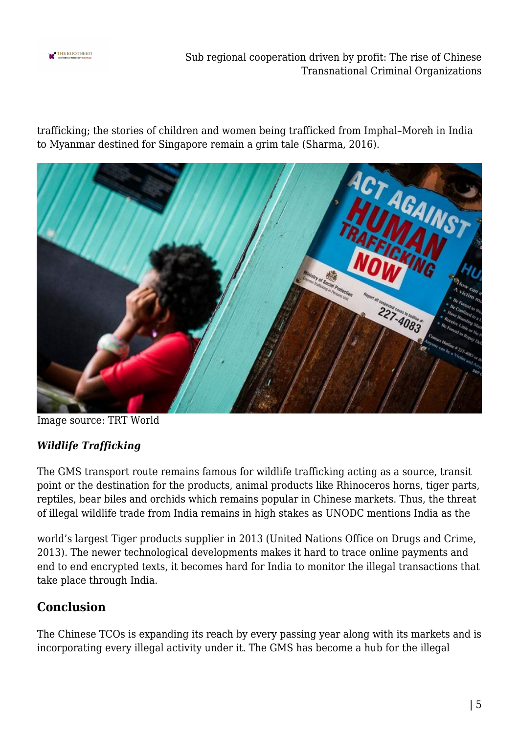trafficking; the stories of children and women being trafficked from Imphal–Moreh in India to Myanmar destined for Singapore remain a grim tale (Sharma, 2016).

Image source: TRT World

### *Wildlife Trafficking*

The GMS transport route remains famous for wildlife trafficking acting as a source, transit point or the destination for the products, animal products like Rhinoceros horns, tiger parts, reptiles, bear biles and orchids which remains popular in Chinese markets. Thus, the threat of illegal wildlife trade from India remains in high stakes as UNODC mentions India as the world's largest Tiger products supplier in 2013 (United Nations Office on Drugs and Crime, 2013). The newer technological developments makes it hard to trace online payments and end to end encrypted texts, it becomes hard for India to monitor the illegal transactions that take place through India.

## Conclusion

The Chinese TCOs is expanding its reach by every passing year along with its markets and is incorporating every illegal activity under it. The GMS has become a hub for the illegal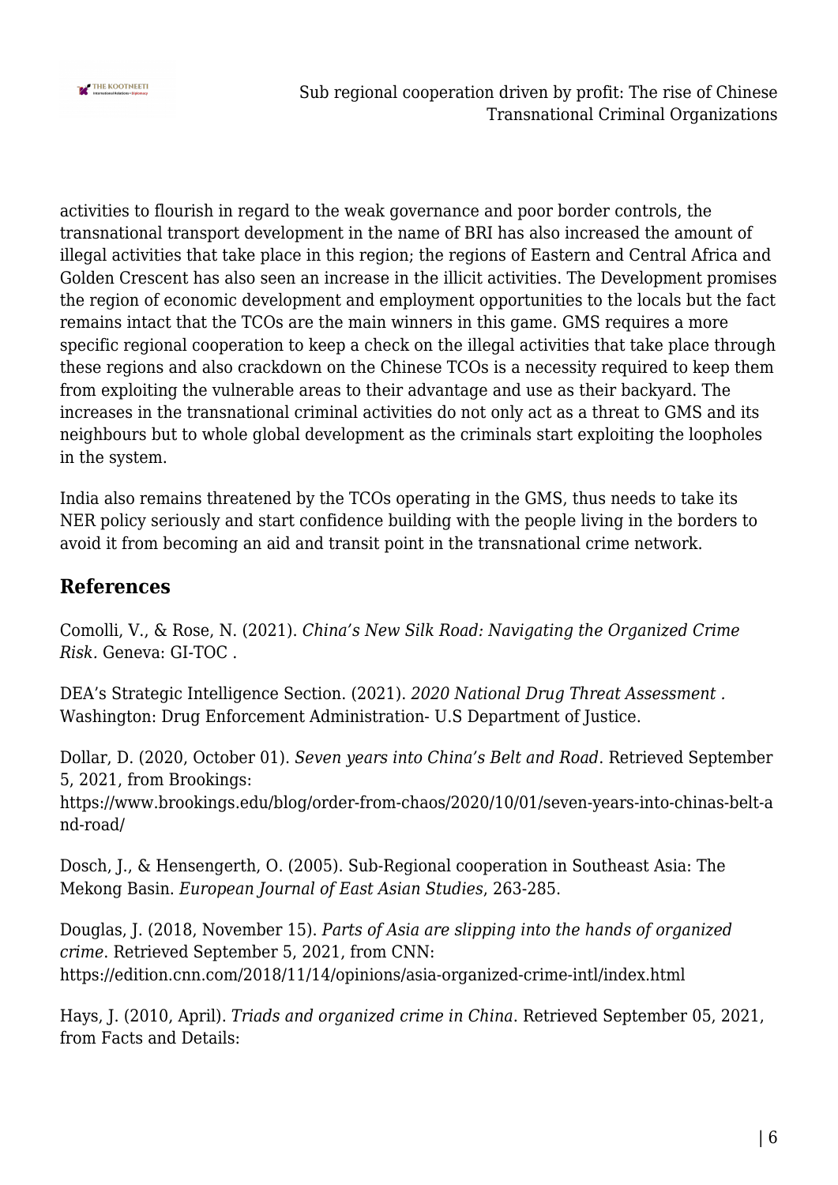activities to flourish in regard to the weak governance and poor border controls, the transnational transport development in the name of BRI has also increased the amount of illegal activities that take place in this region; the regions of Eastern and Central Africa and Golden Crescent has also seen an increase in the illicit activities. The Development promises the region of economic development and employment opportunities to the locals but the fact remains intact that the TCOs are the main winners in this game. GMS requires a more specific regional cooperation to keep a check on the illegal activities that take place through these regions and also crackdown on the Chinese TCOs is a necessity required to keep them from exploiting the vulnerable areas to their advantage and use as their backyard. The increases in the transnational criminal activities do not only act as a threat to GMS and its neighbours but to whole global development as the criminals start exploiting the loopholes in the system.

India also remains threatened by the TCOs operating in the GMS, thus needs to take its NER policy seriously and start confidence building with the people living in the borders to avoid it from becoming an aid and transit point in the transnational crime network.

## References

Comolli, V., & Rose, N. (2021). *China's New Silk Road: Navigating the Organized Crime Risk*. Geneva: GI-TOC .

DEA's Strategic Intelligence Section. (2021). *2020 National Drug Threat Assessment* . Washington: Drug Enforcement Administration- U.S Department of Justice.

Dollar, D. (2020, October 01). *Seven years into China's Belt and Road*. Retrieved September 5, 2021, from Brookings: https://www.brookings.edu/blog/order-from-chaos/2020/10/01/seven-years-into-chinas-belt-and-road/

Dosch, J., & Hensengerth, O. (2005). Sub-Regional cooperation in Southeast Asia: The Mekong Basin. *European Journal of East Asian Studies*, 263-285.

Douglas, J. (2018, November 15). *Parts of Asia are slipping into the hands of organized crime*. Retrieved September 5, 2021, from CNN: https://edition.cnn.com/2018/11/14/opinions/asia-organized-crime-intl/index.html

Hays, J. (2010, April). *Triads and organized crime in China*. Retrieved September 05, 2021, from Facts and Details: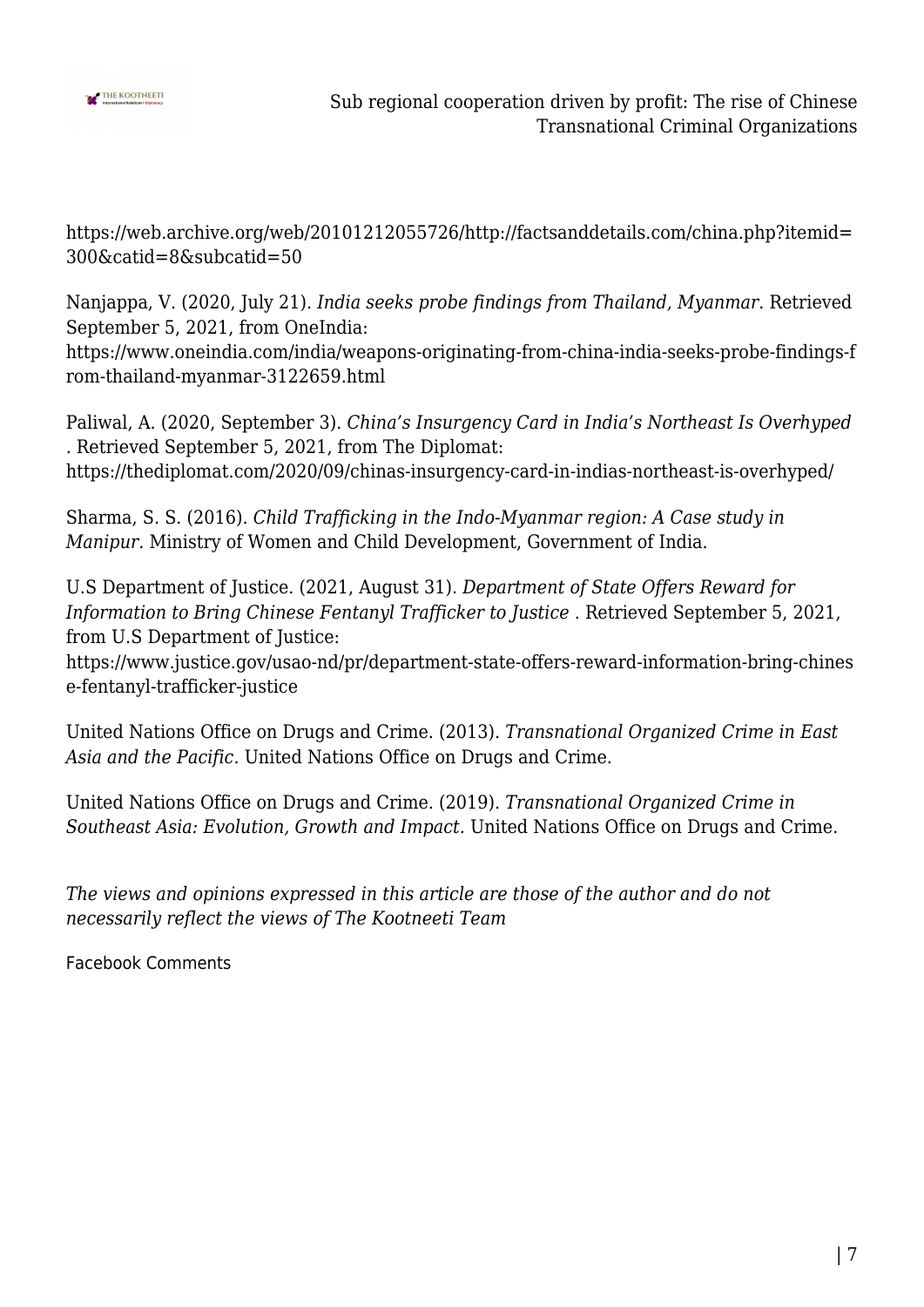https://web.archive.org/web/20101212055726/http://factsanddetails.com/china.php?itemid=300&catid=8&subcatid=50

Nanjappa, V. (2020, July 21). *India seeks probe findings from Thailand, Myanmar*. Retrieved September 5, 2021, from OneIndia: https://www.oneindia.com/india/weapons-originating-from-china-india-seeks-probe-findings-from-thailand-myanmar-3122659.html

Paliwal, A. (2020, September 3). *China's Insurgency Card in India's Northeast Is Overhyped*. Retrieved September 5, 2021, from The Diplomat: https://thediplomat.com/2020/09/chinas-insurgency-card-in-indias-northeast-is-overhyped/

Sharma, S. S. (2016). *Child Trafficking in the Indo-Myanmar region: A Case study in Manipur.* Ministry of Women and Child Development, Government of India.

U.S Department of Justice. (2021, August 31). *Department of State Offers Reward for Information to Bring Chinese Fentanyl Trafficker to Justice* . Retrieved September 5, 2021, from U.S Department of Justice: https://www.justice.gov/usao-nd/pr/department-state-offers-reward-information-bring-chinese-fentanyl-trafficker-justice

United Nations Office on Drugs and Crime. (2013). *Transnational Organized Crime in East Asia and the Pacific.* United Nations Office on Drugs and Crime.

United Nations Office on Drugs and Crime. (2019). *Transnational Organized Crime in Southeast Asia: Evolution, Growth and Impact.* United Nations Office on Drugs and Crime.

*The views and opinions expressed in this article are those of the author and do not necessarily reflect the views of The Kootneeti Team*

Facebook Comments